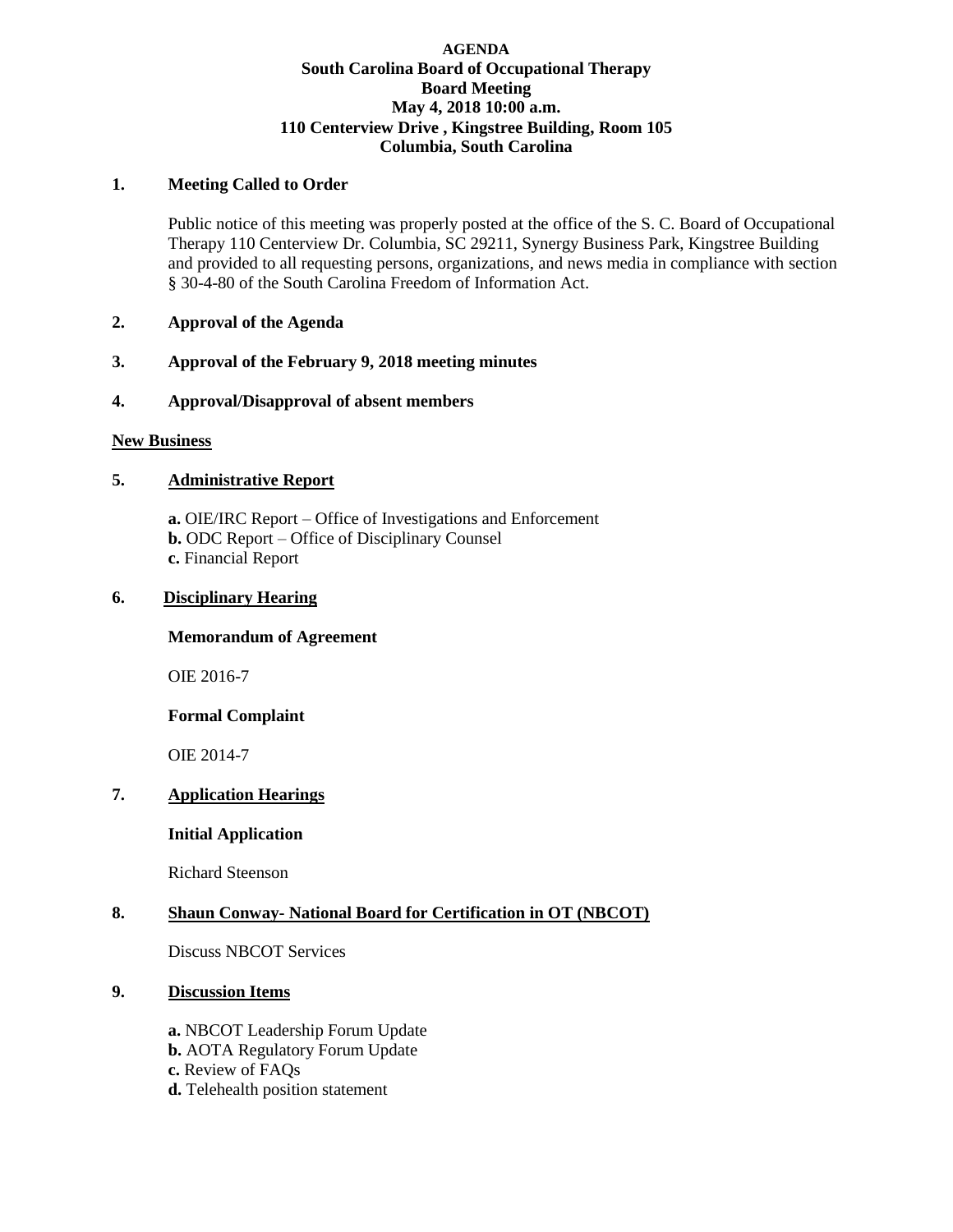**AGENDA**
**South Carolina Board of Occupational Therapy**
**Board Meeting**
**May 4, 2018 10:00 a.m.**
**110 Centerview Drive , Kingstree Building, Room 105**
**Columbia, South Carolina**

**1. Meeting Called to Order**

Public notice of this meeting was properly posted at the office of the S. C. Board of Occupational Therapy 110 Centerview Dr. Columbia, SC 29211, Synergy Business Park, Kingstree Building and provided to all requesting persons, organizations, and news media in compliance with section § 30-4-80 of the South Carolina Freedom of Information Act.

**2. Approval of the Agenda**

**3. Approval of the February 9, 2018 meeting minutes**

**4. Approval/Disapproval of absent members**

**New Business**

**5. Administrative Report**

**a.** OIE/IRC Report – Office of Investigations and Enforcement
**b.** ODC Report – Office of Disciplinary Counsel
**c.** Financial Report

**6. Disciplinary Hearing**

**Memorandum of Agreement**

OIE 2016-7

**Formal Complaint**

OIE 2014-7

**7. Application Hearings**

**Initial Application**

Richard Steenson

**8. Shaun Conway- National Board for Certification in OT (NBCOT)**

Discuss NBCOT Services

**9. Discussion Items**

**a.** NBCOT Leadership Forum Update
**b.** AOTA Regulatory Forum Update
**c.** Review of FAQs
**d.** Telehealth position statement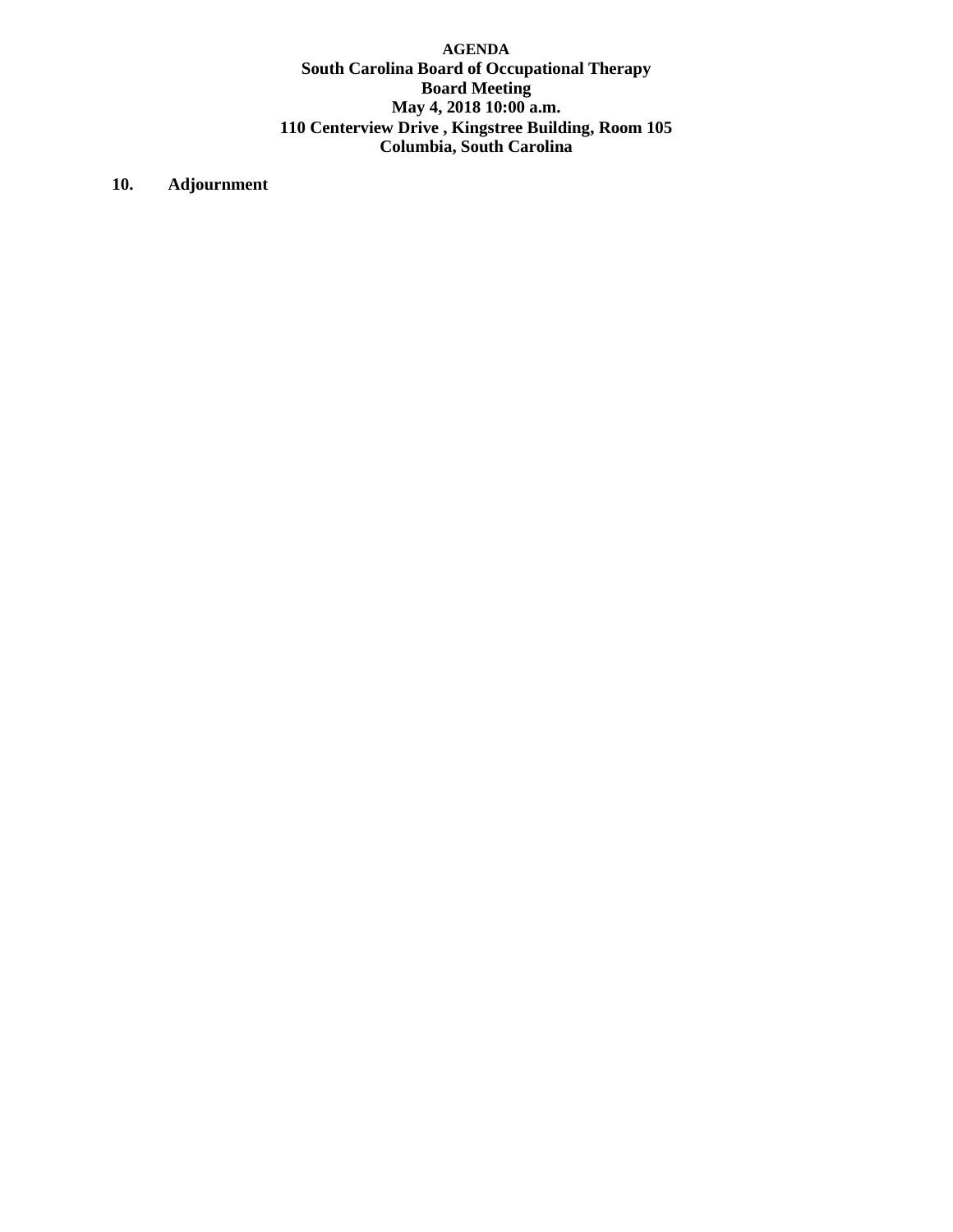**AGENDA**
**South Carolina Board of Occupational Therapy**
**Board Meeting**
**May 4, 2018 10:00 a.m.**
**110 Centerview Drive , Kingstree Building, Room 105**
**Columbia, South Carolina**

**10. Adjournment**